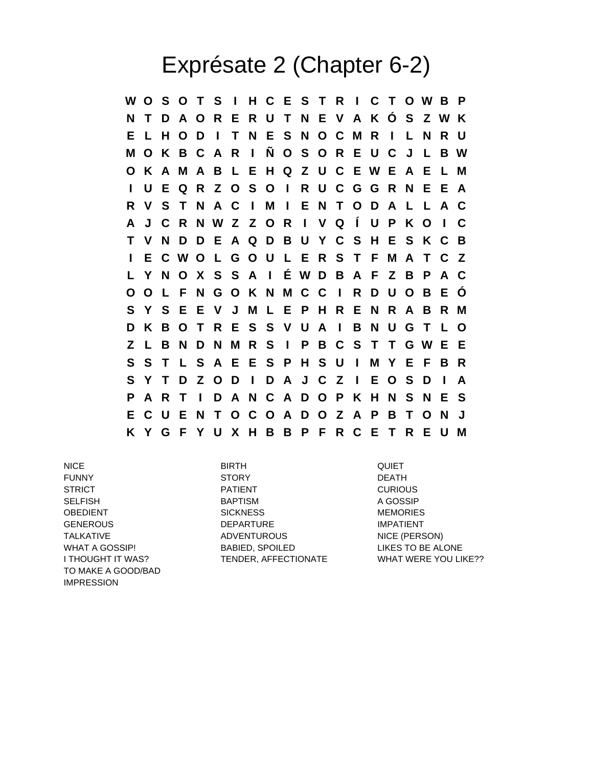# Exprésate 2 (Chapter 6-2)

```
W O S O T S I H C E S T R I C T O W B P
N T D A O R E R U T N E V A K Ó S Z W K
E L H O D I T N E S N O C M R I L N R U
M O K B C A R I Ñ O S O R E U C J L B W
O K A M A B L E H Q Z U C E W E A E L M
I U E Q R Z O S O I R U C G G R N E E A
R V S T N A C I M I E N T O D A L L A C
A J C R N W Z Z O R I V Q Í U P K O I C
T V N D D E A Q D B U Y C S H E S K C B
I E C W O L G O U L E R S T F M A T C Z
L Y N O X S S A I É W D B A F Z B P A C
O O L F N G O K N M C C I R D U O B E Ó
S Y S E E V J M L E P H R E N R A B R M
D K B O T R E S S V U A I B N U G T L O
Z L B N D N M R S I P B C S T T G W E E
S S T L S A E E S P H S U I M Y E F B R
S Y T D Z O D I D A J C Z I E O S D I A
P A R T I D A N C A D O P K H N S N E S
E C U E N T O C O A D O Z A P B T O N J
K Y G F Y U X H B B P F R C E T R E U M
```

NICE
FUNNY
STRICT
SELFISH
OBEDIENT
GENEROUS
TALKATIVE
WHAT A GOSSIP!
I THOUGHT IT WAS?
TO MAKE A GOOD/BAD IMPRESSION

BIRTH
STORY
PATIENT
BAPTISM
SICKNESS
DEPARTURE
ADVENTUROUS
BABIED, SPOILED
TENDER, AFFECTIONATE

QUIET
DEATH
CURIOUS
A GOSSIP
MEMORIES
IMPATIENT
NICE (PERSON)
LIKES TO BE ALONE
WHAT WERE YOU LIKE??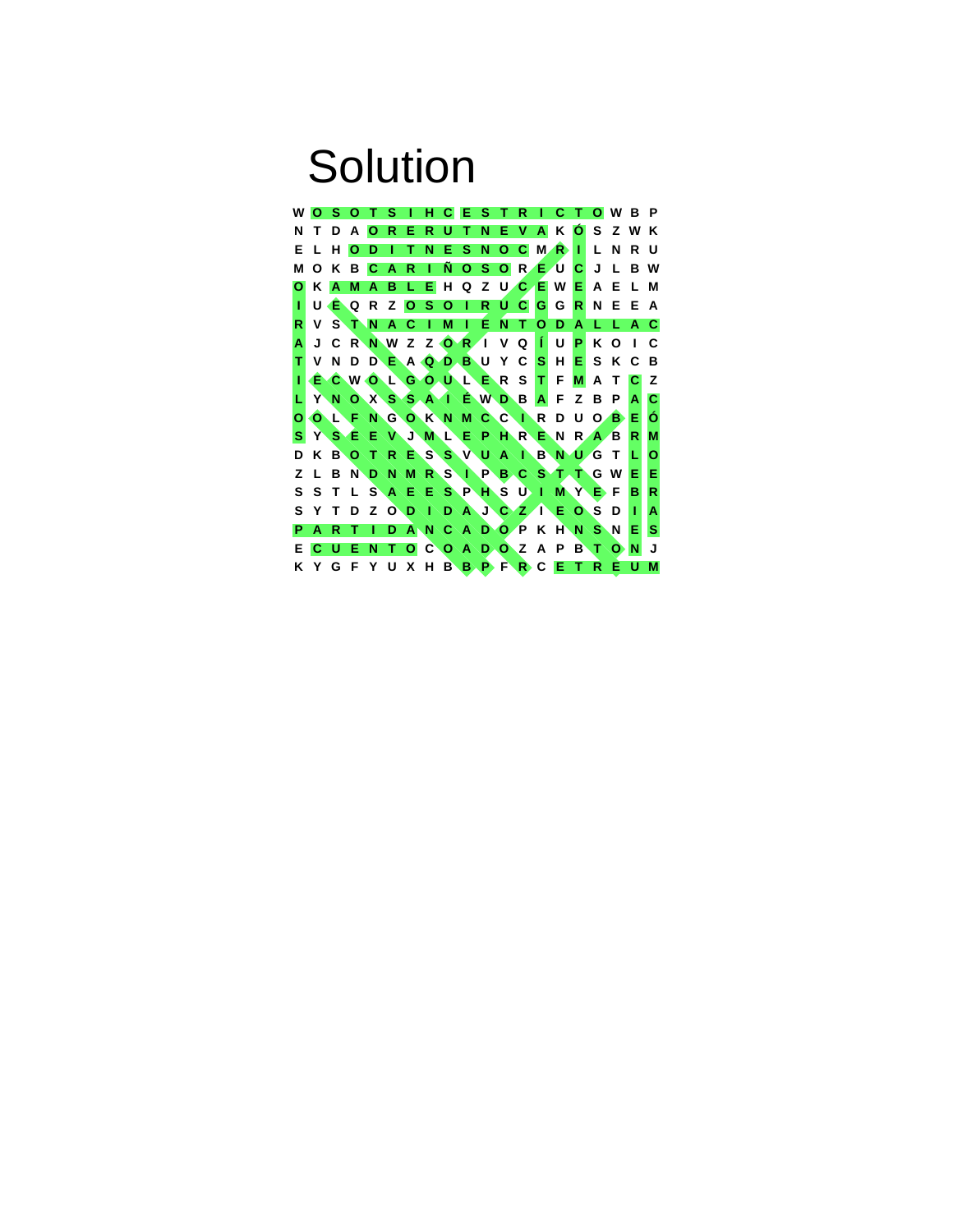# Solution

| | | | | | | | | | | | | | | | | | | | |
|---|---|---|---|---|---|---|---|---|---|---|---|---|---|---|---|---|---|---|---|
| W | O | S | O | T | S | I | H | C | E | S | T | R | I | C | T | O | W | B | P |
| N | T | D | A | O | R | E | R | U | T | N | E | V | A | K | Ó | S | Z | W | K |
| E | L | H | O | D | I | T | N | E | S | N | O | C | M | R | I | L | N | R | U |
| M | O | K | B | C | A | R | I | Ñ | O | S | O | R | E | U | C | J | L | B | W |
| O | K | A | M | A | B | L | E | H | Q | Z | U | C | E | W | E | A | E | L | M |
| I | U | E | Q | R | Z | O | S | O | I | R | U | C | G | G | R | N | E | E | A |
| R | V | S | T | N | A | C | I | M | I | E | N | T | O | D | A | L | L | A | C |
| A | J | C | R | N | W | Z | Z | O | R | I | V | Q | Í | U | P | K | O | I | C |
| T | V | N | D | D | E | A | Q | D | B | U | Y | C | S | H | E | S | K | C | B |
| I | E | C | W | O | L | G | O | U | L | E | R | S | T | F | M | A | T | C | Z |
| L | Y | N | O | X | S | S | A | I | É | W | D | B | A | F | Z | B | P | A | C |
| O | O | L | F | N | G | O | K | N | M | C | C | I | R | D | U | O | B | E | Ó |
| S | Y | S | E | E | V | J | M | L | E | P | H | R | E | N | R | A | B | R | M |
| D | K | B | O | T | R | E | S | S | V | U | A | I | B | N | U | G | T | L | O |
| Z | L | B | N | D | N | M | R | S | I | P | B | C | S | T | T | G | W | E | E |
| S | S | T | L | S | A | E | E | S | P | H | S | U | I | M | Y | E | F | B | R |
| S | Y | T | D | Z | O | D | I | D | A | J | C | Z | I | E | O | S | D | I | A |
| P | A | R | T | I | D | A | N | C | A | D | O | P | K | H | N | S | N | E | S |
| E | C | U | E | N | T | O | C | O | A | D | O | Z | A | P | B | T | O | N | J |
| K | Y | G | F | Y | U | X | H | B | B | P | F | R | C | E | T | R | E | U | M |